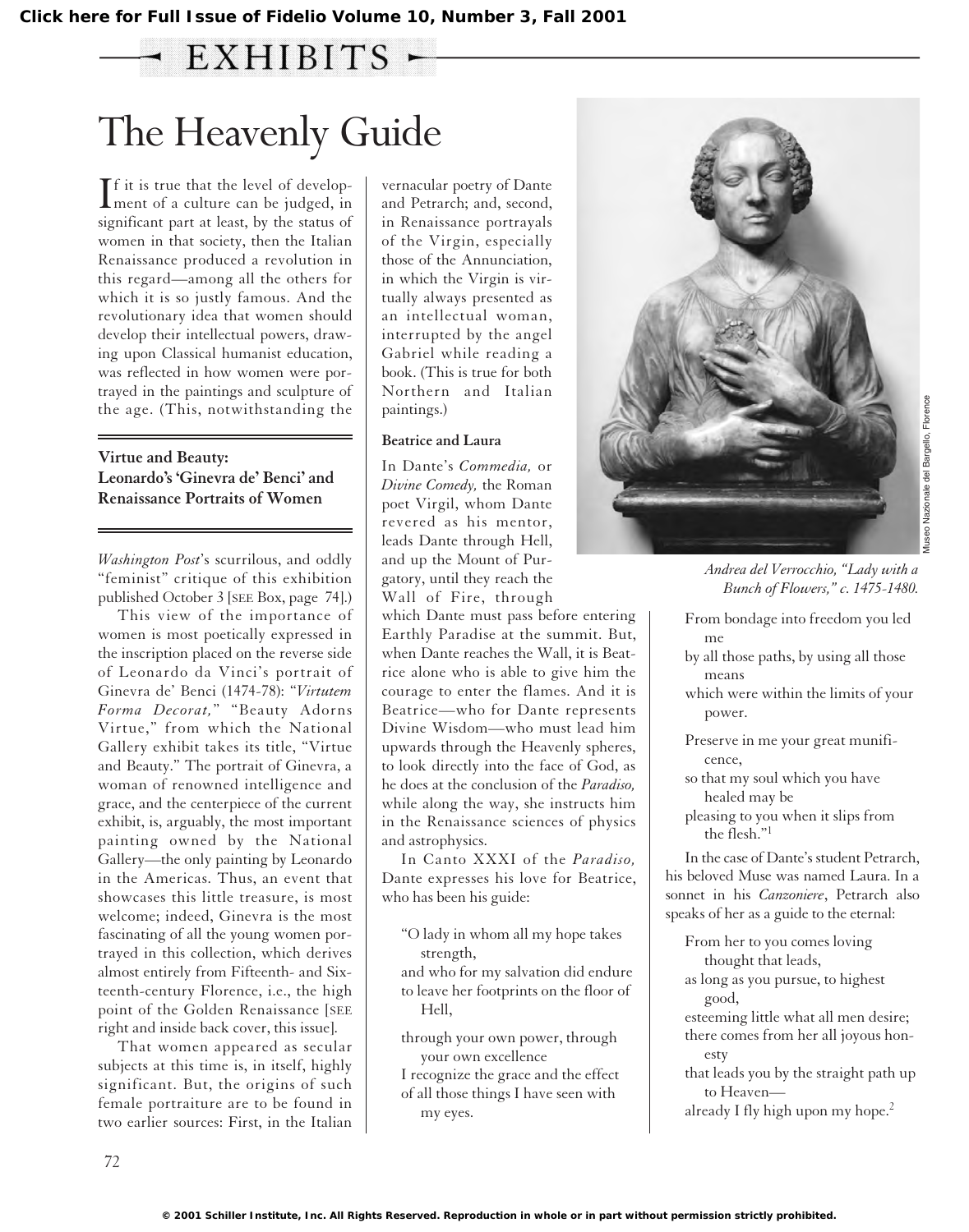EXHIBITS

# The Heavenly Guide

If it is true that the level of development of a culture can be judged, in significant part at least, by the status of women in that society, then the Italian Renaissance produced a revolution in this regard—among all the others for which it is so justly famous. And the revolutionary idea that women should develop their intellectual powers, drawing upon Classical humanist education, was reflected in how women were portrayed in the paintings and sculpture of the age. (This, notwithstanding the *Washington Post*'s scurrilous, and oddly "feminist" critique of this exhibition published October 3 [SEE Box, page 74].)

## Virtue and Beauty: Leonardo's 'Ginevra de' Benci' and Renaissance Portraits of Women

This view of the importance of women is most poetically expressed in the inscription placed on the reverse side of Leonardo da Vinci's portrait of Ginevra de' Benci (1474-78): "*Virtutem Forma Decorat,*" "Beauty Adorns Virtue," from which the National Gallery exhibit takes its title, "Virtue and Beauty." The portrait of Ginevra, a woman of renowned intelligence and grace, and the centerpiece of the current exhibit, is, arguably, the most important painting owned by the National Gallery—the only painting by Leonardo in the Americas. Thus, an event that showcases this little treasure, is most welcome; indeed, Ginevra is the most fascinating of all the young women portrayed in this collection, which derives almost entirely from Fifteenth- and Sixteenth-century Florence, i.e., the high point of the Golden Renaissance [SEE right and inside back cover, this issue].

That women appeared as secular subjects at this time is, in itself, highly significant. But, the origins of such female portraiture are to be found in two earlier sources: First, in the Italian vernacular poetry of Dante and Petrarch; and, second, in Renaissance portrayals of the Virgin, especially those of the Annunciation, in which the Virgin is virtually always presented as an intellectual woman, interrupted by the angel Gabriel while reading a book. (This is true for both Northern and Italian paintings.)

### Beatrice and Laura

In Dante's *Commedia,* or *Divine Comedy,* the Roman poet Virgil, whom Dante revered as his mentor, leads Dante through Hell, and up the Mount of Purgatory, until they reach the Wall of Fire, through which Dante must pass before entering Earthly Paradise at the summit. But, when Dante reaches the Wall, it is Beatrice alone who is able to give him the courage to enter the flames. And it is Beatrice—who for Dante represents Divine Wisdom—who must lead him upwards through the Heavenly spheres, to look directly into the face of God, as he does at the conclusion of the *Paradiso,* while along the way, she instructs him in the Renaissance sciences of physics and astrophysics.

In Canto XXXI of the *Paradiso,* Dante expresses his love for Beatrice, who has been his guide:

> "O lady in whom all my hope takes strength,
> and who for my salvation did endure
> to leave her footprints on the floor of Hell,
>
> through your own power, through your own excellence
> I recognize the grace and the effect
> of all those things I have seen with my eyes.
>
> From bondage into freedom you led me
> by all those paths, by using all those means
> which were within the limits of your power.
>
> Preserve in me your great munificence,
> so that my soul which you have healed may be
> pleasing to you when it slips from the flesh."[1]

*Andrea del Verrocchio, "Lady with a Bunch of Flowers," c. 1475-1480.*

Museo Nazionale del Bargello, Florence

In the case of Dante's student Petrarch, his beloved Muse was named Laura. In a sonnet in his *Canzoniere*, Petrarch also speaks of her as a guide to the eternal:

> From her to you comes loving thought that leads,
> as long as you pursue, to highest good,
> esteeming little what all men desire;
> there comes from her all joyous honesty
> that leads you by the straight path up to Heaven—
> already I fly high upon my hope.[2]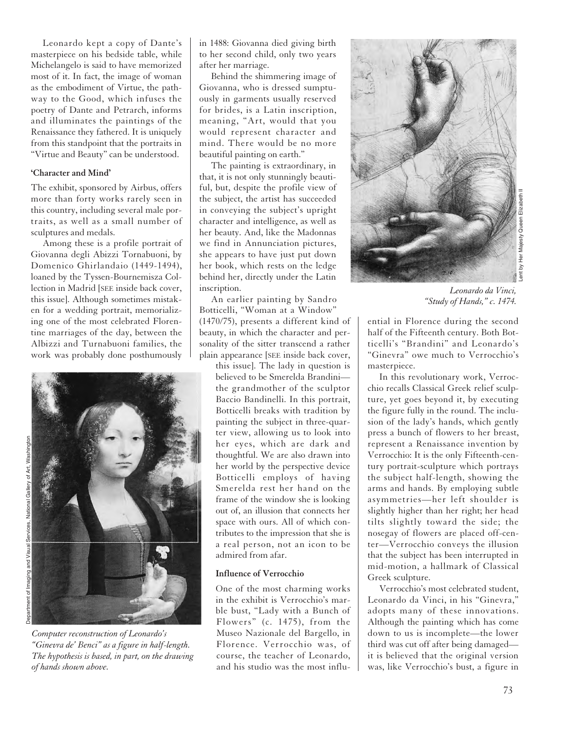Leonardo kept a copy of Dante's masterpiece on his bedside table, while Michelangelo is said to have memorized most of it. In fact, the image of woman as the embodiment of Virtue, the pathway to the Good, which infuses the poetry of Dante and Petrarch, informs and illuminates the paintings of the Renaissance they fathered. It is uniquely from this standpoint that the portraits in "Virtue and Beauty" can be understood.

#### 'Character and Mind'

The exhibit, sponsored by Airbus, offers more than forty works rarely seen in this country, including several male portraits, as well as a small number of sculptures and medals.

Among these is a profile portrait of Giovanna degli Abizzi Tornabuoni, by Domenico Ghirlandaio (1449-1494), loaned by the Tyssen-Bournemisza Collection in Madrid [SEE inside back cover, this issue]. Although sometimes mistaken for a wedding portrait, memorializing one of the most celebrated Florentine marriages of the day, between the Albizzi and Turnabuoni families, the work was probably done posthumously in 1488: Giovanna died giving birth to her second child, only two years after her marriage.

Behind the shimmering image of Giovanna, who is dressed sumptuously in garments usually reserved for brides, is a Latin inscription, meaning, "Art, would that you would represent character and mind. There would be no more beautiful painting on earth."

The painting is extraordinary, in that, it is not only stunningly beautiful, but, despite the profile view of the subject, the artist has succeeded in conveying the subject's upright character and intelligence, as well as her beauty. And, like the Madonnas we find in Annunciation pictures, she appears to have just put down her book, which rests on the ledge behind her, directly under the Latin inscription.

An earlier painting by Sandro Botticelli, "Woman at a Window" (1470/75), presents a different kind of beauty, in which the character and personality of the sitter transcend a rather plain appearance [SEE inside back cover, this issue]. The lady in question is believed to be Smerelda Brandini—the grandmother of the sculptor Baccio Bandinelli. In this portrait, Botticelli breaks with tradition by painting the subject in three-quarter view, allowing us to look into her eyes, which are dark and thoughtful. We are also drawn into her world by the perspective device Botticelli employs of having Smerelda rest her hand on the frame of the window she is looking out of, an illusion that connects her space with ours. All of which contributes to the impression that she is a real person, not an icon to be admired from afar.

*Computer reconstruction of Leonardo's "Ginevra de' Benci" as a figure in half-length. The hypothesis is based, in part, on the drawing of hands shown above.*

Department of Imaging and Visual Services, National Gallery of Art, Washington

#### Influence of Verrocchio

One of the most charming works in the exhibit is Verrocchio's marble bust, "Lady with a Bunch of Flowers" (c. 1475), from the Museo Nazionale del Bargello, in Florence. Verrocchio was, of course, the teacher of Leonardo, and his studio was the most influential in Florence during the second half of the Fifteenth century. Both Botticelli's "Brandini" and Leonardo's "Ginevra" owe much to Verrocchio's masterpiece.

*Leonardo da Vinci, "Study of Hands," c. 1474.*

Lent by Her Majesty Queen Elizabeth II

In this revolutionary work, Verrocchio recalls Classical Greek relief sculpture, yet goes beyond it, by executing the figure fully in the round. The inclusion of the lady's hands, which gently press a bunch of flowers to her breast, represent a Renaissance invention by Verrocchio: It is the only Fifteenth-century portrait-sculpture which portrays the subject half-length, showing the arms and hands. By employing subtle asymmetries—her left shoulder is slightly higher than her right; her head tilts slightly toward the side; the nosegay of flowers are placed off-center—Verrocchio conveys the illusion that the subject has been interrupted in mid-motion, a hallmark of Classical Greek sculpture.

Verrocchio's most celebrated student, Leonardo da Vinci, in his "Ginevra," adopts many of these innovations. Although the painting which has come down to us is incomplete—the lower third was cut off after being damaged—it is believed that the original version was, like Verrocchio's bust, a figure in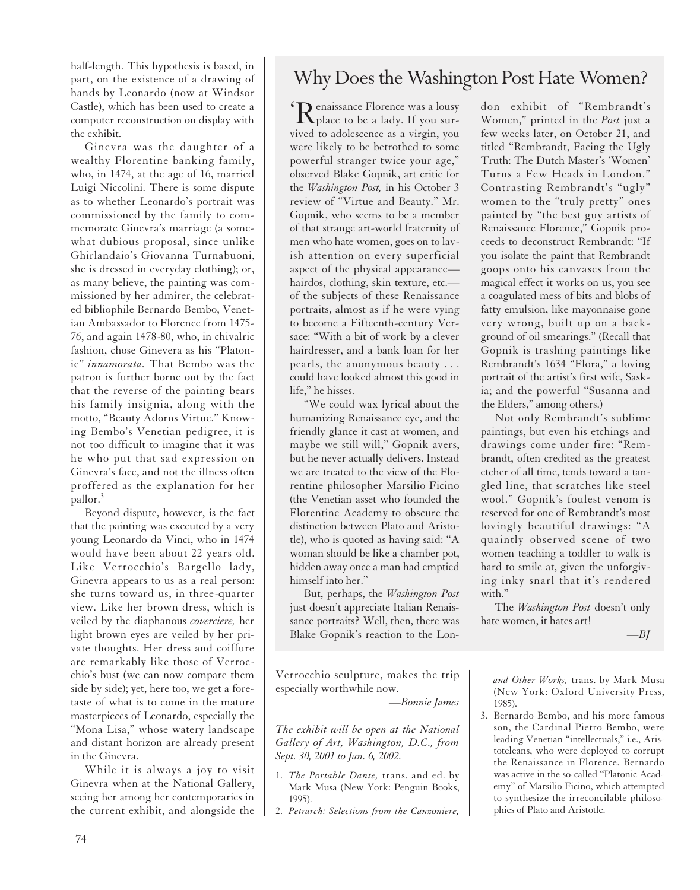half-length. This hypothesis is based, in part, on the existence of a drawing of hands by Leonardo (now at Windsor Castle), which has been used to create a computer reconstruction on display with the exhibit.

Ginevra was the daughter of a wealthy Florentine banking family, who, in 1474, at the age of 16, married Luigi Niccolini. There is some dispute as to whether Leonardo's portrait was commissioned by the family to commemorate Ginevra's marriage (a somewhat dubious proposal, since unlike Ghirlandaio's Giovanna Turnabuoni, she is dressed in everyday clothing); or, as many believe, the painting was commissioned by her admirer, the celebrated bibliophile Bernardo Bembo, Venetian Ambassador to Florence from 1475-76, and again 1478-80, who, in chivalric fashion, chose Ginevera as his "Platonic" *innamorata.* That Bembo was the patron is further borne out by the fact that the reverse of the painting bears his family insignia, along with the motto, "Beauty Adorns Virtue." Knowing Bembo's Venetian pedigree, it is not too difficult to imagine that it was he who put that sad expression on Ginevra's face, and not the illness often proffered as the explanation for her pallor.[3]

Beyond dispute, however, is the fact that the painting was executed by a very young Leonardo da Vinci, who in 1474 would have been about 22 years old. Like Verrocchio's Bargello lady, Ginevra appears to us as a real person: she turns toward us, in three-quarter view. Like her brown dress, which is veiled by the diaphanous *coverciere,* her light brown eyes are veiled by her private thoughts. Her dress and coiffure are remarkably like those of Verrocchio's bust (we can now compare them side by side); yet, here too, we get a foretaste of what is to come in the mature masterpieces of Leonardo, especially the "Mona Lisa," whose watery landscape and distant horizon are already present in the Ginevra.

While it is always a joy to visit Ginevra when at the National Gallery, seeing her among her contemporaries in the current exhibit, and alongside the Verrocchio sculpture, makes the trip especially worthwhile now.

—*Bonnie James*

*The exhibit will be open at the National Gallery of Art, Washington, D.C., from Sept. 30, 2001 to Jan. 6, 2002.*

1. *The Portable Dante,* trans. and ed. by Mark Musa (New York: Penguin Books, 1995).
2. *Petrarch: Selections from the Canzoniere, and Other Works,* trans. by Mark Musa (New York: Oxford University Press, 1985).
3. Bernardo Bembo, and his more famous son, the Cardinal Pietro Bembo, were leading Venetian "intellectuals," i.e., Aristoteleans, who were deployed to corrupt the Renaissance in Florence. Bernardo was active in the so-called "Platonic Academy" of Marsilio Ficino, which attempted to synthesize the irreconcilable philosophies of Plato and Aristotle.

## Why Does the Washington Post Hate Women?

'Renaissance Florence was a lousy place to be a lady. If you survived to adolescence as a virgin, you were likely to be betrothed to some powerful stranger twice your age," observed Blake Gopnik, art critic for the *Washington Post,* in his October 3 review of "Virtue and Beauty." Mr. Gopnik, who seems to be a member of that strange art-world fraternity of men who hate women, goes on to lavish attention on every superficial aspect of the physical appearance—hairdos, clothing, skin texture, etc.—of the subjects of these Renaissance portraits, almost as if he were vying to become a Fifteenth-century Versace: "With a bit of work by a clever hairdresser, and a bank loan for her pearls, the anonymous beauty . . . could have looked almost this good in life," he hisses.

"We could wax lyrical about the humanizing Renaissance eye, and the friendly glance it cast at women, and maybe we still will," Gopnik avers, but he never actually delivers. Instead we are treated to the view of the Florentine philosopher Marsilio Ficino (the Venetian asset who founded the Florentine Academy to obscure the distinction between Plato and Aristotle), who is quoted as having said: "A woman should be like a chamber pot, hidden away once a man had emptied himself into her."

But, perhaps, the *Washington Post* just doesn't appreciate Italian Renaissance portraits? Well, then, there was Blake Gopnik's reaction to the London exhibit of "Rembrandt's Women," printed in the *Post* just a few weeks later, on October 21, and titled "Rembrandt, Facing the Ugly Truth: The Dutch Master's 'Women' Turns a Few Heads in London." Contrasting Rembrandt's "ugly" women to the "truly pretty" ones painted by "the best guy artists of Renaissance Florence," Gopnik proceeds to deconstruct Rembrandt: "If you isolate the paint that Rembrandt goops onto his canvases from the magical effect it works on us, you see a coagulated mess of bits and blobs of fatty emulsion, like mayonnaise gone very wrong, built up on a background of oil smearings." (Recall that Gopnik is trashing paintings like Rembrandt's 1634 "Flora," a loving portrait of the artist's first wife, Saskia; and the powerful "Susanna and the Elders," among others.)

Not only Rembrandt's sublime paintings, but even his etchings and drawings come under fire: "Rembrandt, often credited as the greatest etcher of all time, tends toward a tangled line, that scratches like steel wool." Gopnik's foulest venom is reserved for one of Rembrandt's most lovingly beautiful drawings: "A quaintly observed scene of two women teaching a toddler to walk is hard to smile at, given the unforgiving inky snarl that it's rendered with."

The *Washington Post* doesn't only hate women, it hates art!

—*BJ*